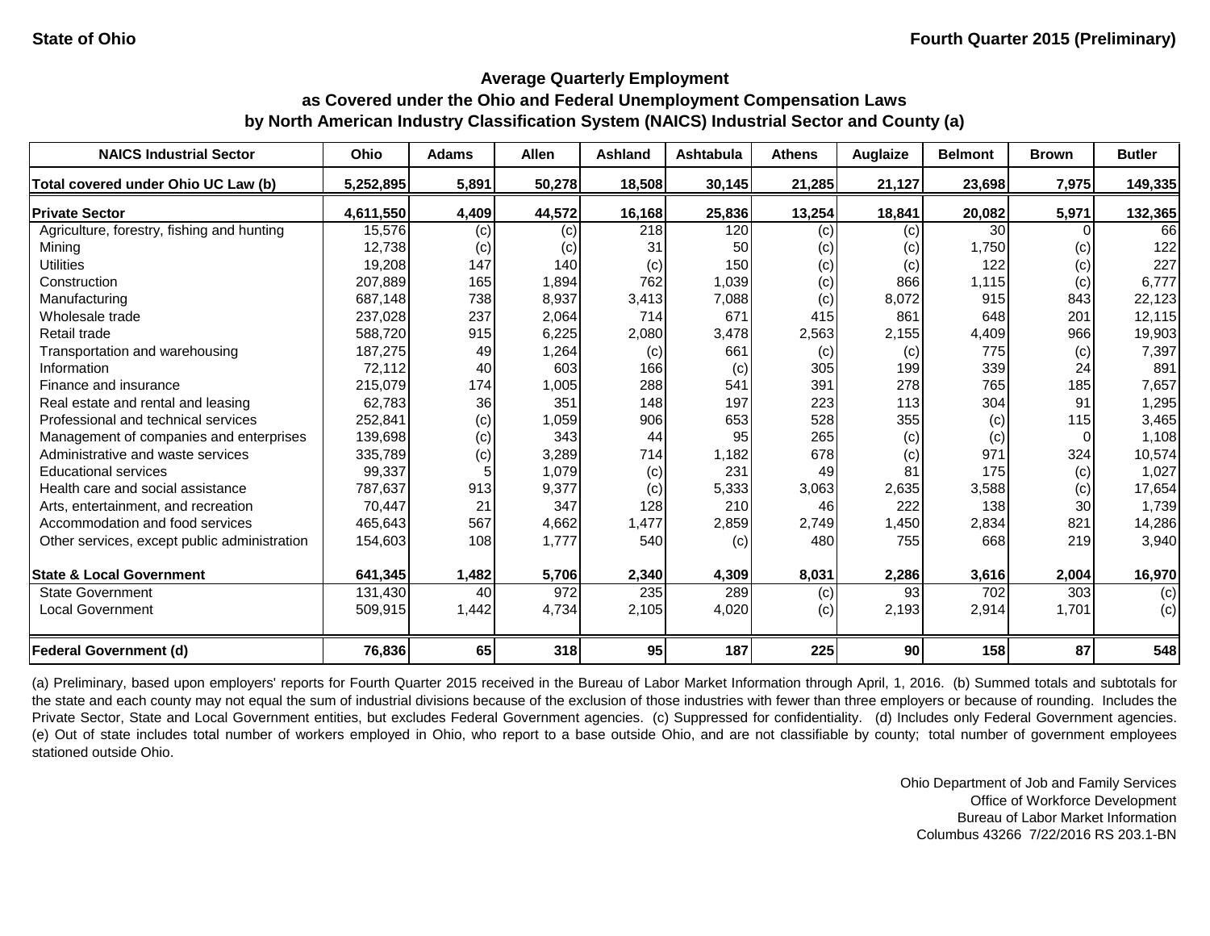State of Ohio

Fourth Quarter 2015 (Preliminary)

## Average Quarterly Employment
## as Covered under the Ohio and Federal Unemployment Compensation Laws
## by North American Industry Classification System (NAICS) Industrial Sector and County (a)

| NAICS Industrial Sector | Ohio | Adams | Allen | Ashland | Ashtabula | Athens | Auglaize | Belmont | Brown | Butler |
|---|---|---|---|---|---|---|---|---|---|---|
| **Total covered under Ohio UC Law (b)** | **5,252,895** | **5,891** | **50,278** | **18,508** | **30,145** | **21,285** | **21,127** | **23,698** | **7,975** | **149,335** |
| **Private Sector** | **4,611,550** | **4,409** | **44,572** | **16,168** | **25,836** | **13,254** | **18,841** | **20,082** | **5,971** | **132,365** |
| Agriculture, forestry, fishing and hunting | 15,576 | (c) | (c) | 218 | 120 | (c) | (c) | 30 | 0 | 66 |
| Mining | 12,738 | (c) | (c) | 31 | 50 | (c) | (c) | 1,750 | (c) | 122 |
| Utilities | 19,208 | 147 | 140 | (c) | 150 | (c) | (c) | 122 | (c) | 227 |
| Construction | 207,889 | 165 | 1,894 | 762 | 1,039 | (c) | 866 | 1,115 | (c) | 6,777 |
| Manufacturing | 687,148 | 738 | 8,937 | 3,413 | 7,088 | (c) | 8,072 | 915 | 843 | 22,123 |
| Wholesale trade | 237,028 | 237 | 2,064 | 714 | 671 | 415 | 861 | 648 | 201 | 12,115 |
| Retail trade | 588,720 | 915 | 6,225 | 2,080 | 3,478 | 2,563 | 2,155 | 4,409 | 966 | 19,903 |
| Transportation and warehousing | 187,275 | 49 | 1,264 | (c) | 661 | (c) | (c) | 775 | (c) | 7,397 |
| Information | 72,112 | 40 | 603 | 166 | (c) | 305 | 199 | 339 | 24 | 891 |
| Finance and insurance | 215,079 | 174 | 1,005 | 288 | 541 | 391 | 278 | 765 | 185 | 7,657 |
| Real estate and rental and leasing | 62,783 | 36 | 351 | 148 | 197 | 223 | 113 | 304 | 91 | 1,295 |
| Professional and technical services | 252,841 | (c) | 1,059 | 906 | 653 | 528 | 355 | (c) | 115 | 3,465 |
| Management of companies and enterprises | 139,698 | (c) | 343 | 44 | 95 | 265 | (c) | (c) | 0 | 1,108 |
| Administrative and waste services | 335,789 | (c) | 3,289 | 714 | 1,182 | 678 | (c) | 971 | 324 | 10,574 |
| Educational services | 99,337 | 5 | 1,079 | (c) | 231 | 49 | 81 | 175 | (c) | 1,027 |
| Health care and social assistance | 787,637 | 913 | 9,377 | (c) | 5,333 | 3,063 | 2,635 | 3,588 | (c) | 17,654 |
| Arts, entertainment, and recreation | 70,447 | 21 | 347 | 128 | 210 | 46 | 222 | 138 | 30 | 1,739 |
| Accommodation and food services | 465,643 | 567 | 4,662 | 1,477 | 2,859 | 2,749 | 1,450 | 2,834 | 821 | 14,286 |
| Other services, except public administration | 154,603 | 108 | 1,777 | 540 | (c) | 480 | 755 | 668 | 219 | 3,940 |
| **State & Local Government** | **641,345** | **1,482** | **5,706** | **2,340** | **4,309** | **8,031** | **2,286** | **3,616** | **2,004** | **16,970** |
| State Government | 131,430 | 40 | 972 | 235 | 289 | (c) | 93 | 702 | 303 | (c) |
| Local Government | 509,915 | 1,442 | 4,734 | 2,105 | 4,020 | (c) | 2,193 | 2,914 | 1,701 | (c) |
| **Federal Government (d)** | **76,836** | **65** | **318** | **95** | **187** | **225** | **90** | **158** | **87** | **548** |

(a) Preliminary, based upon employers' reports for Fourth Quarter 2015 received in the Bureau of Labor Market Information through April, 1, 2016. (b) Summed totals and subtotals for the state and each county may not equal the sum of industrial divisions because of the exclusion of those industries with fewer than three employers or because of rounding. Includes the Private Sector, State and Local Government entities, but excludes Federal Government agencies. (c) Suppressed for confidentiality. (d) Includes only Federal Government agencies. (e) Out of state includes total number of workers employed in Ohio, who report to a base outside Ohio, and are not classifiable by county; total number of government employees stationed outside Ohio.

Ohio Department of Job and Family Services
Office of Workforce Development
Bureau of Labor Market Information
Columbus 43266 7/22/2016 RS 203.1-BN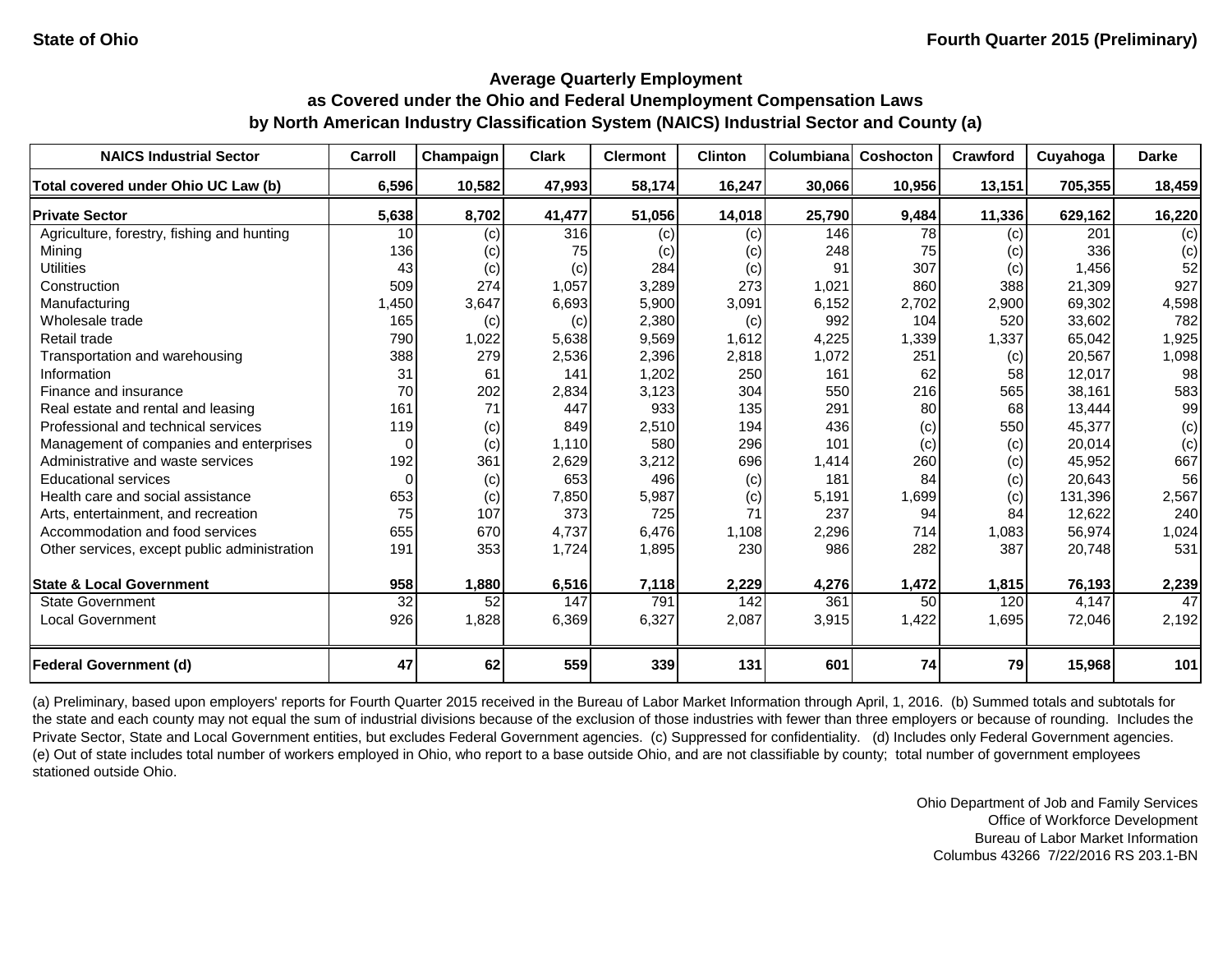State of Ohio

Fourth Quarter 2015 (Preliminary)

## Average Quarterly Employment
## as Covered under the Ohio and Federal Unemployment Compensation Laws
## by North American Industry Classification System (NAICS) Industrial Sector and County (a)

| NAICS Industrial Sector | Carroll | Champaign | Clark | Clermont | Clinton | Columbiana | Coshocton | Crawford | Cuyahoga | Darke |
|---|---|---|---|---|---|---|---|---|---|---|
| **Total covered under Ohio UC Law (b)** | **6,596** | **10,582** | **47,993** | **58,174** | **16,247** | **30,066** | **10,956** | **13,151** | **705,355** | **18,459** |
| **Private Sector** | **5,638** | **8,702** | **41,477** | **51,056** | **14,018** | **25,790** | **9,484** | **11,336** | **629,162** | **16,220** |
| Agriculture, forestry, fishing and hunting | 10 | (c) | 316 | (c) | (c) | 146 | 78 | (c) | 201 | (c) |
| Mining | 136 | (c) | 75 | (c) | (c) | 248 | 75 | (c) | 336 | (c) |
| Utilities | 43 | (c) | (c) | 284 | (c) | 91 | 307 | (c) | 1,456 | 52 |
| Construction | 509 | 274 | 1,057 | 3,289 | 273 | 1,021 | 860 | 388 | 21,309 | 927 |
| Manufacturing | 1,450 | 3,647 | 6,693 | 5,900 | 3,091 | 6,152 | 2,702 | 2,900 | 69,302 | 4,598 |
| Wholesale trade | 165 | (c) | (c) | 2,380 | (c) | 992 | 104 | 520 | 33,602 | 782 |
| Retail trade | 790 | 1,022 | 5,638 | 9,569 | 1,612 | 4,225 | 1,339 | 1,337 | 65,042 | 1,925 |
| Transportation and warehousing | 388 | 279 | 2,536 | 2,396 | 2,818 | 1,072 | 251 | (c) | 20,567 | 1,098 |
| Information | 31 | 61 | 141 | 1,202 | 250 | 161 | 62 | 58 | 12,017 | 98 |
| Finance and insurance | 70 | 202 | 2,834 | 3,123 | 304 | 550 | 216 | 565 | 38,161 | 583 |
| Real estate and rental and leasing | 161 | 71 | 447 | 933 | 135 | 291 | 80 | 68 | 13,444 | 99 |
| Professional and technical services | 119 | (c) | 849 | 2,510 | 194 | 436 | (c) | 550 | 45,377 | (c) |
| Management of companies and enterprises | 0 | (c) | 1,110 | 580 | 296 | 101 | (c) | (c) | 20,014 | (c) |
| Administrative and waste services | 192 | 361 | 2,629 | 3,212 | 696 | 1,414 | 260 | (c) | 45,952 | 667 |
| Educational services | 0 | (c) | 653 | 496 | (c) | 181 | 84 | (c) | 20,643 | 56 |
| Health care and social assistance | 653 | (c) | 7,850 | 5,987 | (c) | 5,191 | 1,699 | (c) | 131,396 | 2,567 |
| Arts, entertainment, and recreation | 75 | 107 | 373 | 725 | 71 | 237 | 94 | 84 | 12,622 | 240 |
| Accommodation and food services | 655 | 670 | 4,737 | 6,476 | 1,108 | 2,296 | 714 | 1,083 | 56,974 | 1,024 |
| Other services, except public administration | 191 | 353 | 1,724 | 1,895 | 230 | 986 | 282 | 387 | 20,748 | 531 |
| **State & Local Government** | **958** | **1,880** | **6,516** | **7,118** | **2,229** | **4,276** | **1,472** | **1,815** | **76,193** | **2,239** |
| State Government | 32 | 52 | 147 | 791 | 142 | 361 | 50 | 120 | 4,147 | 47 |
| Local Government | 926 | 1,828 | 6,369 | 6,327 | 2,087 | 3,915 | 1,422 | 1,695 | 72,046 | 2,192 |
| **Federal Government (d)** | **47** | **62** | **559** | **339** | **131** | **601** | **74** | **79** | **15,968** | **101** |

(a) Preliminary, based upon employers' reports for Fourth Quarter 2015 received in the Bureau of Labor Market Information through April, 1, 2016. (b) Summed totals and subtotals for the state and each county may not equal the sum of industrial divisions because of the exclusion of those industries with fewer than three employers or because of rounding. Includes the Private Sector, State and Local Government entities, but excludes Federal Government agencies. (c) Suppressed for confidentiality. (d) Includes only Federal Government agencies. (e) Out of state includes total number of workers employed in Ohio, who report to a base outside Ohio, and are not classifiable by county; total number of government employees stationed outside Ohio.

Ohio Department of Job and Family Services
Office of Workforce Development
Bureau of Labor Market Information
Columbus 43266 7/22/2016 RS 203.1-BN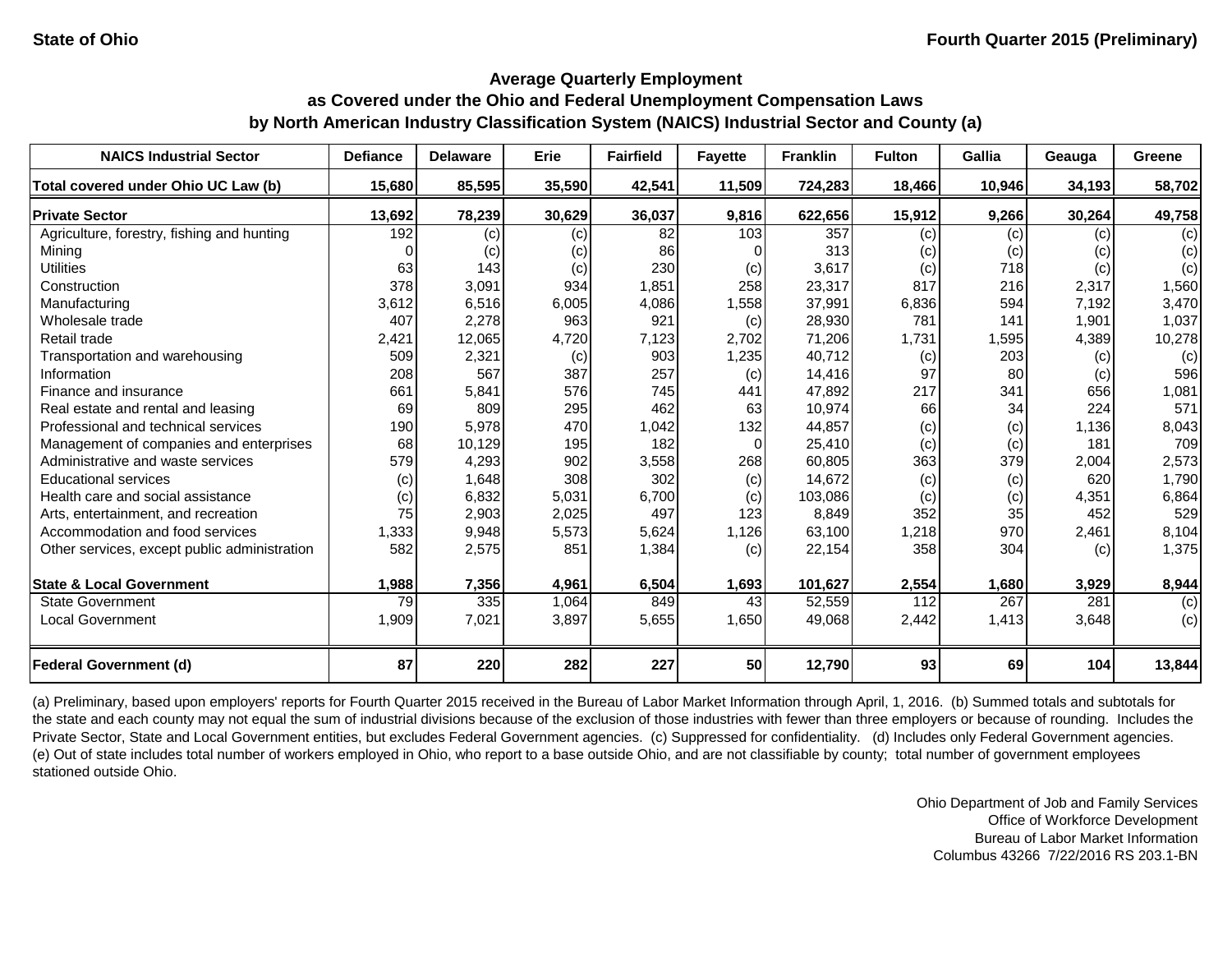State of Ohio

Fourth Quarter 2015 (Preliminary)

## Average Quarterly Employment as Covered under the Ohio and Federal Unemployment Compensation Laws by North American Industry Classification System (NAICS) Industrial Sector and County (a)

| NAICS Industrial Sector | Defiance | Delaware | Erie | Fairfield | Fayette | Franklin | Fulton | Gallia | Geauga | Greene |
|---|---|---|---|---|---|---|---|---|---|---|
| **Total covered under Ohio UC Law (b)** | **15,680** | **85,595** | **35,590** | **42,541** | **11,509** | **724,283** | **18,466** | **10,946** | **34,193** | **58,702** |
| **Private Sector** | **13,692** | **78,239** | **30,629** | **36,037** | **9,816** | **622,656** | **15,912** | **9,266** | **30,264** | **49,758** |
| Agriculture, forestry, fishing and hunting | 192 | (c) | (c) | 82 | 103 | 357 | (c) | (c) | (c) | (c) |
| Mining | 0 | (c) | (c) | 86 | 0 | 313 | (c) | (c) | (c) | (c) |
| Utilities | 63 | 143 | (c) | 230 | (c) | 3,617 | (c) | 718 | (c) | (c) |
| Construction | 378 | 3,091 | 934 | 1,851 | 258 | 23,317 | 817 | 216 | 2,317 | 1,560 |
| Manufacturing | 3,612 | 6,516 | 6,005 | 4,086 | 1,558 | 37,991 | 6,836 | 594 | 7,192 | 3,470 |
| Wholesale trade | 407 | 2,278 | 963 | 921 | (c) | 28,930 | 781 | 141 | 1,901 | 1,037 |
| Retail trade | 2,421 | 12,065 | 4,720 | 7,123 | 2,702 | 71,206 | 1,731 | 1,595 | 4,389 | 10,278 |
| Transportation and warehousing | 509 | 2,321 | (c) | 903 | 1,235 | 40,712 | (c) | 203 | (c) | (c) |
| Information | 208 | 567 | 387 | 257 | (c) | 14,416 | 97 | 80 | (c) | 596 |
| Finance and insurance | 661 | 5,841 | 576 | 745 | 441 | 47,892 | 217 | 341 | 656 | 1,081 |
| Real estate and rental and leasing | 69 | 809 | 295 | 462 | 63 | 10,974 | 66 | 34 | 224 | 571 |
| Professional and technical services | 190 | 5,978 | 470 | 1,042 | 132 | 44,857 | (c) | (c) | 1,136 | 8,043 |
| Management of companies and enterprises | 68 | 10,129 | 195 | 182 | 0 | 25,410 | (c) | (c) | 181 | 709 |
| Administrative and waste services | 579 | 4,293 | 902 | 3,558 | 268 | 60,805 | 363 | 379 | 2,004 | 2,573 |
| Educational services | (c) | 1,648 | 308 | 302 | (c) | 14,672 | (c) | (c) | 620 | 1,790 |
| Health care and social assistance | (c) | 6,832 | 5,031 | 6,700 | (c) | 103,086 | (c) | (c) | 4,351 | 6,864 |
| Arts, entertainment, and recreation | 75 | 2,903 | 2,025 | 497 | 123 | 8,849 | 352 | 35 | 452 | 529 |
| Accommodation and food services | 1,333 | 9,948 | 5,573 | 5,624 | 1,126 | 63,100 | 1,218 | 970 | 2,461 | 8,104 |
| Other services, except public administration | 582 | 2,575 | 851 | 1,384 | (c) | 22,154 | 358 | 304 | (c) | 1,375 |
| **State & Local Government** | **1,988** | **7,356** | **4,961** | **6,504** | **1,693** | **101,627** | **2,554** | **1,680** | **3,929** | **8,944** |
| State Government | 79 | 335 | 1,064 | 849 | 43 | 52,559 | 112 | 267 | 281 | (c) |
| Local Government | 1,909 | 7,021 | 3,897 | 5,655 | 1,650 | 49,068 | 2,442 | 1,413 | 3,648 | (c) |
| **Federal Government (d)** | **87** | **220** | **282** | **227** | **50** | **12,790** | **93** | **69** | **104** | **13,844** |

(a) Preliminary, based upon employers' reports for Fourth Quarter 2015 received in the Bureau of Labor Market Information through April, 1, 2016. (b) Summed totals and subtotals for the state and each county may not equal the sum of industrial divisions because of the exclusion of those industries with fewer than three employers or because of rounding. Includes the Private Sector, State and Local Government entities, but excludes Federal Government agencies. (c) Suppressed for confidentiality. (d) Includes only Federal Government agencies. (e) Out of state includes total number of workers employed in Ohio, who report to a base outside Ohio, and are not classifiable by county; total number of government employees stationed outside Ohio.

Ohio Department of Job and Family Services
Office of Workforce Development
Bureau of Labor Market Information
Columbus 43266 7/22/2016 RS 203.1-BN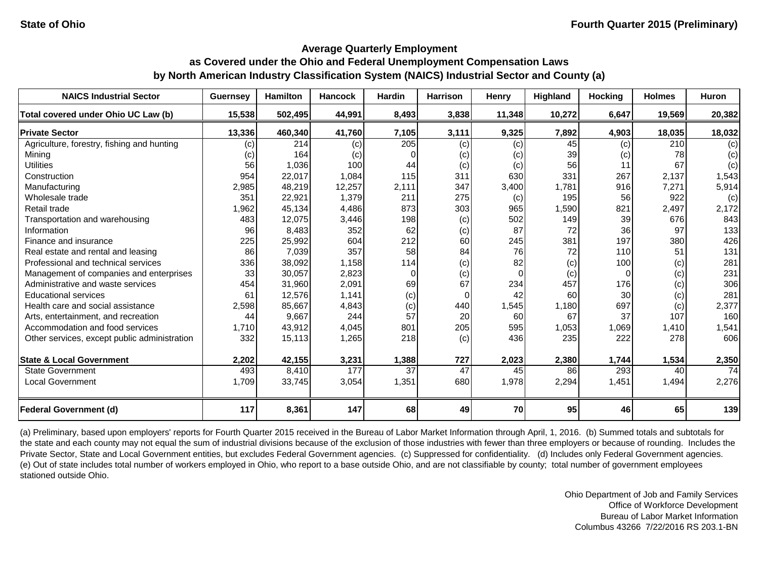State of Ohio

Fourth Quarter 2015 (Preliminary)

## Average Quarterly Employment as Covered under the Ohio and Federal Unemployment Compensation Laws by North American Industry Classification System (NAICS) Industrial Sector and County (a)

| NAICS Industrial Sector | Guernsey | Hamilton | Hancock | Hardin | Harrison | Henry | Highland | Hocking | Holmes | Huron |
|---|---|---|---|---|---|---|---|---|---|---|
| **Total covered under Ohio UC Law (b)** | **15,538** | **502,495** | **44,991** | **8,493** | **3,838** | **11,348** | **10,272** | **6,647** | **19,569** | **20,382** |
| **Private Sector** | **13,336** | **460,340** | **41,760** | **7,105** | **3,111** | **9,325** | **7,892** | **4,903** | **18,035** | **18,032** |
| Agriculture, forestry, fishing and hunting | (c) | 214 | (c) | 205 | (c) | (c) | 45 | (c) | 210 | (c) |
| Mining | (c) | 164 | (c) | 0 | (c) | (c) | 39 | (c) | 78 | (c) |
| Utilities | 56 | 1,036 | 100 | 44 | (c) | (c) | 56 | 11 | 67 | (c) |
| Construction | 954 | 22,017 | 1,084 | 115 | 311 | 630 | 331 | 267 | 2,137 | 1,543 |
| Manufacturing | 2,985 | 48,219 | 12,257 | 2,111 | 347 | 3,400 | 1,781 | 916 | 7,271 | 5,914 |
| Wholesale trade | 351 | 22,921 | 1,379 | 211 | 275 | (c) | 195 | 56 | 922 | (c) |
| Retail trade | 1,962 | 45,134 | 4,486 | 873 | 303 | 965 | 1,590 | 821 | 2,497 | 2,172 |
| Transportation and warehousing | 483 | 12,075 | 3,446 | 198 | (c) | 502 | 149 | 39 | 676 | 843 |
| Information | 96 | 8,483 | 352 | 62 | (c) | 87 | 72 | 36 | 97 | 133 |
| Finance and insurance | 225 | 25,992 | 604 | 212 | 60 | 245 | 381 | 197 | 380 | 426 |
| Real estate and rental and leasing | 86 | 7,039 | 357 | 58 | 84 | 76 | 72 | 110 | 51 | 131 |
| Professional and technical services | 336 | 38,092 | 1,158 | 114 | (c) | 82 | (c) | 100 | (c) | 281 |
| Management of companies and enterprises | 33 | 30,057 | 2,823 | 0 | (c) | 0 | (c) | 0 | (c) | 231 |
| Administrative and waste services | 454 | 31,960 | 2,091 | 69 | 67 | 234 | 457 | 176 | (c) | 306 |
| Educational services | 61 | 12,576 | 1,141 | (c) | 0 | 42 | 60 | 30 | (c) | 281 |
| Health care and social assistance | 2,598 | 85,667 | 4,843 | (c) | 440 | 1,545 | 1,180 | 697 | (c) | 2,377 |
| Arts, entertainment, and recreation | 44 | 9,667 | 244 | 57 | 20 | 60 | 67 | 37 | 107 | 160 |
| Accommodation and food services | 1,710 | 43,912 | 4,045 | 801 | 205 | 595 | 1,053 | 1,069 | 1,410 | 1,541 |
| Other services, except public administration | 332 | 15,113 | 1,265 | 218 | (c) | 436 | 235 | 222 | 278 | 606 |
| **State & Local Government** | **2,202** | **42,155** | **3,231** | **1,388** | **727** | **2,023** | **2,380** | **1,744** | **1,534** | **2,350** |
| State Government | 493 | 8,410 | 177 | 37 | 47 | 45 | 86 | 293 | 40 | 74 |
| Local Government | 1,709 | 33,745 | 3,054 | 1,351 | 680 | 1,978 | 2,294 | 1,451 | 1,494 | 2,276 |
| **Federal Government (d)** | **117** | **8,361** | **147** | **68** | **49** | **70** | **95** | **46** | **65** | **139** |

(a) Preliminary, based upon employers' reports for Fourth Quarter 2015 received in the Bureau of Labor Market Information through April, 1, 2016. (b) Summed totals and subtotals for the state and each county may not equal the sum of industrial divisions because of the exclusion of those industries with fewer than three employers or because of rounding. Includes the Private Sector, State and Local Government entities, but excludes Federal Government agencies. (c) Suppressed for confidentiality. (d) Includes only Federal Government agencies. (e) Out of state includes total number of workers employed in Ohio, who report to a base outside Ohio, and are not classifiable by county; total number of government employees stationed outside Ohio.

Ohio Department of Job and Family Services
Office of Workforce Development
Bureau of Labor Market Information
Columbus 43266 7/22/2016 RS 203.1-BN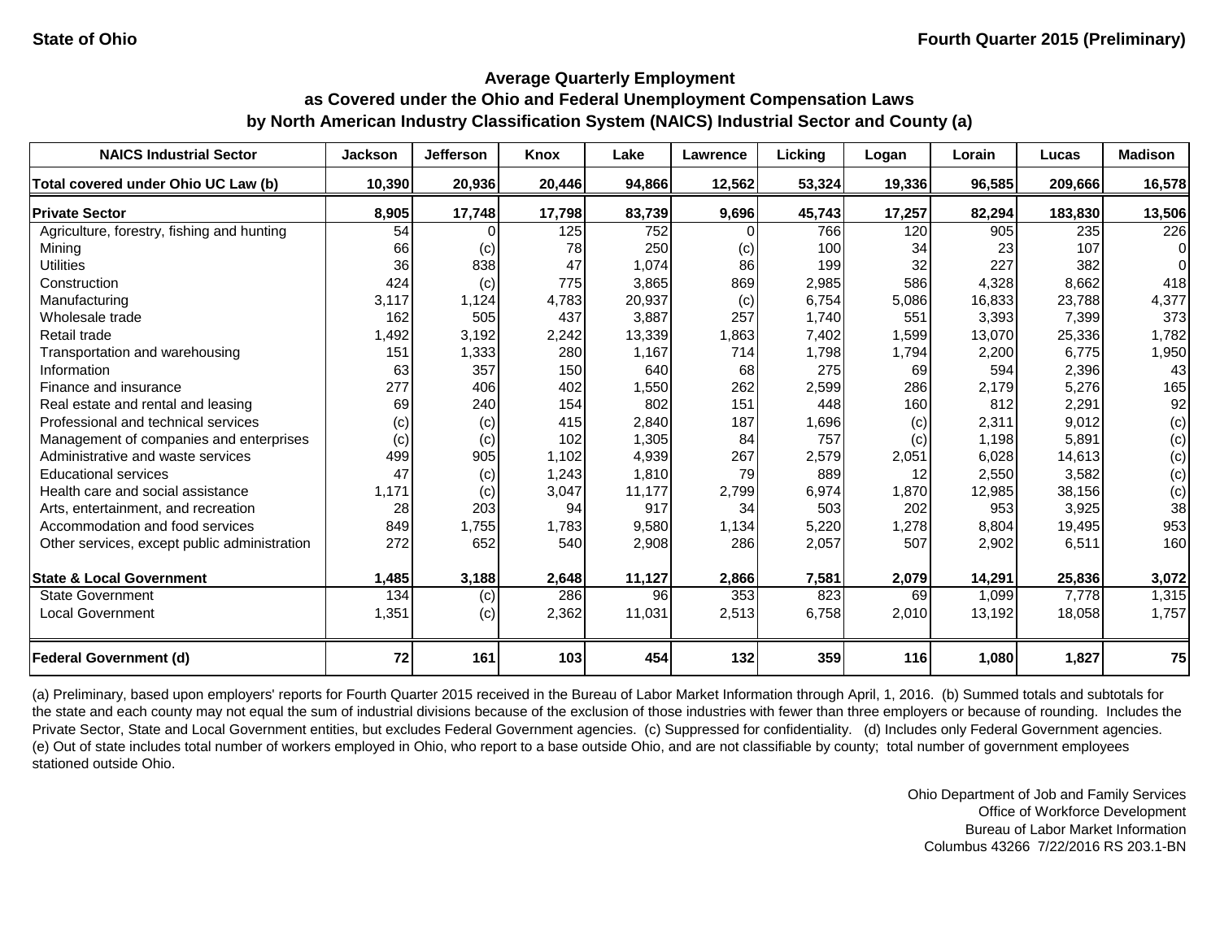State of Ohio | Fourth Quarter 2015 (Preliminary)

### Average Quarterly Employment
### as Covered under the Ohio and Federal Unemployment Compensation Laws
### by North American Industry Classification System (NAICS) Industrial Sector and County (a)

| NAICS Industrial Sector | Jackson | Jefferson | Knox | Lake | Lawrence | Licking | Logan | Lorain | Lucas | Madison |
|---|---|---|---|---|---|---|---|---|---|---|
| **Total covered under Ohio UC Law (b)** | **10,390** | **20,936** | **20,446** | **94,866** | **12,562** | **53,324** | **19,336** | **96,585** | **209,666** | **16,578** |
| **Private Sector** | **8,905** | **17,748** | **17,798** | **83,739** | **9,696** | **45,743** | **17,257** | **82,294** | **183,830** | **13,506** |
| Agriculture, forestry, fishing and hunting | 54 | 0 | 125 | 752 | 0 | 766 | 120 | 905 | 235 | 226 |
| Mining | 66 | (c) | 78 | 250 | (c) | 100 | 34 | 23 | 107 | 0 |
| Utilities | 36 | 838 | 47 | 1,074 | 86 | 199 | 32 | 227 | 382 | 0 |
| Construction | 424 | (c) | 775 | 3,865 | 869 | 2,985 | 586 | 4,328 | 8,662 | 418 |
| Manufacturing | 3,117 | 1,124 | 4,783 | 20,937 | (c) | 6,754 | 5,086 | 16,833 | 23,788 | 4,377 |
| Wholesale trade | 162 | 505 | 437 | 3,887 | 257 | 1,740 | 551 | 3,393 | 7,399 | 373 |
| Retail trade | 1,492 | 3,192 | 2,242 | 13,339 | 1,863 | 7,402 | 1,599 | 13,070 | 25,336 | 1,782 |
| Transportation and warehousing | 151 | 1,333 | 280 | 1,167 | 714 | 1,798 | 1,794 | 2,200 | 6,775 | 1,950 |
| Information | 63 | 357 | 150 | 640 | 68 | 275 | 69 | 594 | 2,396 | 43 |
| Finance and insurance | 277 | 406 | 402 | 1,550 | 262 | 2,599 | 286 | 2,179 | 5,276 | 165 |
| Real estate and rental and leasing | 69 | 240 | 154 | 802 | 151 | 448 | 160 | 812 | 2,291 | 92 |
| Professional and technical services | (c) | (c) | 415 | 2,840 | 187 | 1,696 | (c) | 2,311 | 9,012 | (c) |
| Management of companies and enterprises | (c) | (c) | 102 | 1,305 | 84 | 757 | (c) | 1,198 | 5,891 | (c) |
| Administrative and waste services | 499 | 905 | 1,102 | 4,939 | 267 | 2,579 | 2,051 | 6,028 | 14,613 | (c) |
| Educational services | 47 | (c) | 1,243 | 1,810 | 79 | 889 | 12 | 2,550 | 3,582 | (c) |
| Health care and social assistance | 1,171 | (c) | 3,047 | 11,177 | 2,799 | 6,974 | 1,870 | 12,985 | 38,156 | (c) |
| Arts, entertainment, and recreation | 28 | 203 | 94 | 917 | 34 | 503 | 202 | 953 | 3,925 | 38 |
| Accommodation and food services | 849 | 1,755 | 1,783 | 9,580 | 1,134 | 5,220 | 1,278 | 8,804 | 19,495 | 953 |
| Other services, except public administration | 272 | 652 | 540 | 2,908 | 286 | 2,057 | 507 | 2,902 | 6,511 | 160 |
| **State & Local Government** | **1,485** | **3,188** | **2,648** | **11,127** | **2,866** | **7,581** | **2,079** | **14,291** | **25,836** | **3,072** |
| State Government | 134 | (c) | 286 | 96 | 353 | 823 | 69 | 1,099 | 7,778 | 1,315 |
| Local Government | 1,351 | (c) | 2,362 | 11,031 | 2,513 | 6,758 | 2,010 | 13,192 | 18,058 | 1,757 |
| **Federal Government (d)** | **72** | **161** | **103** | **454** | **132** | **359** | **116** | **1,080** | **1,827** | **75** |

(a) Preliminary, based upon employers' reports for Fourth Quarter 2015 received in the Bureau of Labor Market Information through April, 1, 2016. (b) Summed totals and subtotals for the state and each county may not equal the sum of industrial divisions because of the exclusion of those industries with fewer than three employers or because of rounding. Includes the Private Sector, State and Local Government entities, but excludes Federal Government agencies. (c) Suppressed for confidentiality. (d) Includes only Federal Government agencies. (e) Out of state includes total number of workers employed in Ohio, who report to a base outside Ohio, and are not classifiable by county; total number of government employees stationed outside Ohio.

Ohio Department of Job and Family Services
Office of Workforce Development
Bureau of Labor Market Information
Columbus 43266 7/22/2016 RS 203.1-BN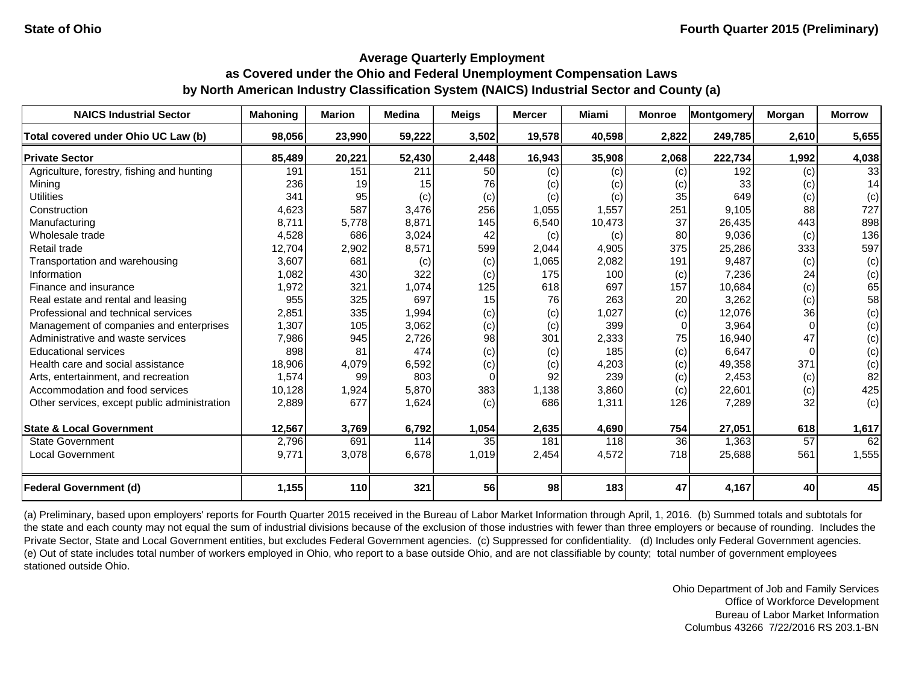State of Ohio

Fourth Quarter 2015 (Preliminary)

## Average Quarterly Employment
## as Covered under the Ohio and Federal Unemployment Compensation Laws
## by North American Industry Classification System (NAICS) Industrial Sector and County (a)

| NAICS Industrial Sector | Mahoning | Marion | Medina | Meigs | Mercer | Miami | Monroe | Montgomery | Morgan | Morrow |
|---|---|---|---|---|---|---|---|---|---|---|
| **Total covered under Ohio UC Law (b)** | **98,056** | **23,990** | **59,222** | **3,502** | **19,578** | **40,598** | **2,822** | **249,785** | **2,610** | **5,655** |
| **Private Sector** | **85,489** | **20,221** | **52,430** | **2,448** | **16,943** | **35,908** | **2,068** | **222,734** | **1,992** | **4,038** |
| Agriculture, forestry, fishing and hunting | 191 | 151 | 211 | 50 | (c) | (c) | (c) | 192 | (c) | 33 |
| Mining | 236 | 19 | 15 | 76 | (c) | (c) | (c) | 33 | (c) | 14 |
| Utilities | 341 | 95 | (c) | (c) | (c) | (c) | 35 | 649 | (c) | (c) |
| Construction | 4,623 | 587 | 3,476 | 256 | 1,055 | 1,557 | 251 | 9,105 | 88 | 727 |
| Manufacturing | 8,711 | 5,778 | 8,871 | 145 | 6,540 | 10,473 | 37 | 26,435 | 443 | 898 |
| Wholesale trade | 4,528 | 686 | 3,024 | 42 | (c) | (c) | 80 | 9,036 | (c) | 136 |
| Retail trade | 12,704 | 2,902 | 8,571 | 599 | 2,044 | 4,905 | 375 | 25,286 | 333 | 597 |
| Transportation and warehousing | 3,607 | 681 | (c) | (c) | 1,065 | 2,082 | 191 | 9,487 | (c) | (c) |
| Information | 1,082 | 430 | 322 | (c) | 175 | 100 | (c) | 7,236 | 24 | (c) |
| Finance and insurance | 1,972 | 321 | 1,074 | 125 | 618 | 697 | 157 | 10,684 | (c) | 65 |
| Real estate and rental and leasing | 955 | 325 | 697 | 15 | 76 | 263 | 20 | 3,262 | (c) | 58 |
| Professional and technical services | 2,851 | 335 | 1,994 | (c) | (c) | 1,027 | (c) | 12,076 | 36 | (c) |
| Management of companies and enterprises | 1,307 | 105 | 3,062 | (c) | (c) | 399 | 0 | 3,964 | 0 | (c) |
| Administrative and waste services | 7,986 | 945 | 2,726 | 98 | 301 | 2,333 | 75 | 16,940 | 47 | (c) |
| Educational services | 898 | 81 | 474 | (c) | (c) | 185 | (c) | 6,647 | 0 | (c) |
| Health care and social assistance | 18,906 | 4,079 | 6,592 | (c) | (c) | 4,203 | (c) | 49,358 | 371 | (c) |
| Arts, entertainment, and recreation | 1,574 | 99 | 803 | 0 | 92 | 239 | (c) | 2,453 | (c) | 82 |
| Accommodation and food services | 10,128 | 1,924 | 5,870 | 383 | 1,138 | 3,860 | (c) | 22,601 | (c) | 425 |
| Other services, except public administration | 2,889 | 677 | 1,624 | (c) | 686 | 1,311 | 126 | 7,289 | 32 | (c) |
| **State & Local Government** | **12,567** | **3,769** | **6,792** | **1,054** | **2,635** | **4,690** | **754** | **27,051** | **618** | **1,617** |
| State Government | 2,796 | 691 | 114 | 35 | 181 | 118 | 36 | 1,363 | 57 | 62 |
| Local Government | 9,771 | 3,078 | 6,678 | 1,019 | 2,454 | 4,572 | 718 | 25,688 | 561 | 1,555 |
| **Federal Government (d)** | **1,155** | **110** | **321** | **56** | **98** | **183** | **47** | **4,167** | **40** | **45** |

(a) Preliminary, based upon employers' reports for Fourth Quarter 2015 received in the Bureau of Labor Market Information through April, 1, 2016. (b) Summed totals and subtotals for the state and each county may not equal the sum of industrial divisions because of the exclusion of those industries with fewer than three employers or because of rounding. Includes the Private Sector, State and Local Government entities, but excludes Federal Government agencies. (c) Suppressed for confidentiality. (d) Includes only Federal Government agencies. (e) Out of state includes total number of workers employed in Ohio, who report to a base outside Ohio, and are not classifiable by county; total number of government employees stationed outside Ohio.

Ohio Department of Job and Family Services
Office of Workforce Development
Bureau of Labor Market Information
Columbus 43266 7/22/2016 RS 203.1-BN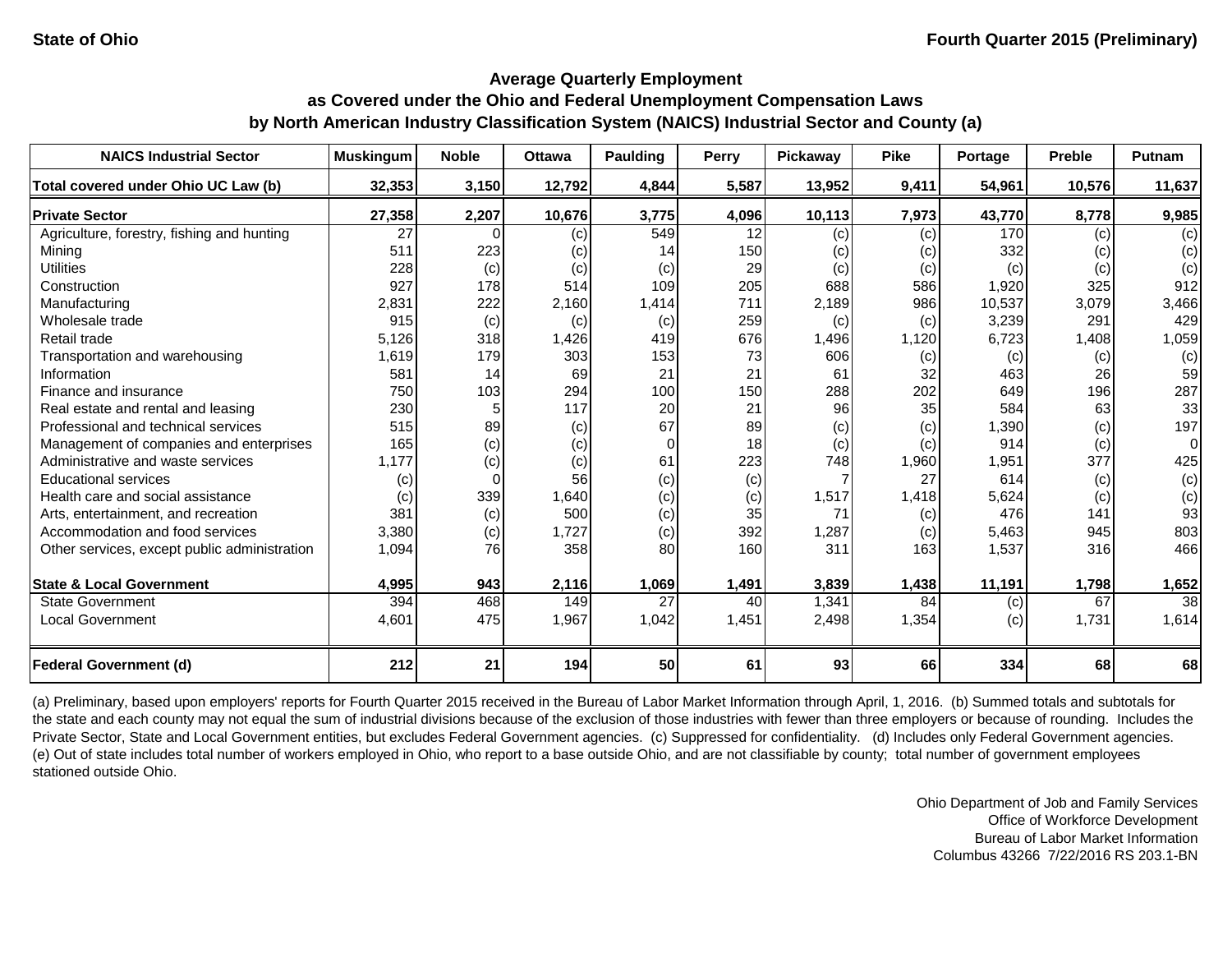**State of Ohio** | **Fourth Quarter 2015 (Preliminary)**

## Average Quarterly Employment
## as Covered under the Ohio and Federal Unemployment Compensation Laws
## by North American Industry Classification System (NAICS) Industrial Sector and County (a)

| NAICS Industrial Sector | Muskingum | Noble | Ottawa | Paulding | Perry | Pickaway | Pike | Portage | Preble | Putnam |
|---|---|---|---|---|---|---|---|---|---|---|
| **Total covered under Ohio UC Law (b)** | **32,353** | **3,150** | **12,792** | **4,844** | **5,587** | **13,952** | **9,411** | **54,961** | **10,576** | **11,637** |
| **Private Sector** | **27,358** | **2,207** | **10,676** | **3,775** | **4,096** | **10,113** | **7,973** | **43,770** | **8,778** | **9,985** |
| Agriculture, forestry, fishing and hunting | 27 | 0 | (c) | 549 | 12 | (c) | (c) | 170 | (c) | (c) |
| Mining | 511 | 223 | (c) | 14 | 150 | (c) | (c) | 332 | (c) | (c) |
| Utilities | 228 | (c) | (c) | (c) | 29 | (c) | (c) | (c) | (c) | (c) |
| Construction | 927 | 178 | 514 | 109 | 205 | 688 | 586 | 1,920 | 325 | 912 |
| Manufacturing | 2,831 | 222 | 2,160 | 1,414 | 711 | 2,189 | 986 | 10,537 | 3,079 | 3,466 |
| Wholesale trade | 915 | (c) | (c) | (c) | 259 | (c) | (c) | 3,239 | 291 | 429 |
| Retail trade | 5,126 | 318 | 1,426 | 419 | 676 | 1,496 | 1,120 | 6,723 | 1,408 | 1,059 |
| Transportation and warehousing | 1,619 | 179 | 303 | 153 | 73 | 606 | (c) | (c) | (c) | (c) |
| Information | 581 | 14 | 69 | 21 | 21 | 61 | 32 | 463 | 26 | 59 |
| Finance and insurance | 750 | 103 | 294 | 100 | 150 | 288 | 202 | 649 | 196 | 287 |
| Real estate and rental and leasing | 230 | 5 | 117 | 20 | 21 | 96 | 35 | 584 | 63 | 33 |
| Professional and technical services | 515 | 89 | (c) | 67 | 89 | (c) | (c) | 1,390 | (c) | 197 |
| Management of companies and enterprises | 165 | (c) | (c) | 0 | 18 | (c) | (c) | 914 | (c) | 0 |
| Administrative and waste services | 1,177 | (c) | (c) | 61 | 223 | 748 | 1,960 | 1,951 | 377 | 425 |
| Educational services | (c) | 0 | 56 | (c) | (c) | 7 | 27 | 614 | (c) | (c) |
| Health care and social assistance | (c) | 339 | 1,640 | (c) | (c) | 1,517 | 1,418 | 5,624 | (c) | (c) |
| Arts, entertainment, and recreation | 381 | (c) | 500 | (c) | 35 | 71 | (c) | 476 | 141 | 93 |
| Accommodation and food services | 3,380 | (c) | 1,727 | (c) | 392 | 1,287 | (c) | 5,463 | 945 | 803 |
| Other services, except public administration | 1,094 | 76 | 358 | 80 | 160 | 311 | 163 | 1,537 | 316 | 466 |
| **State & Local Government** | **4,995** | **943** | **2,116** | **1,069** | **1,491** | **3,839** | **1,438** | **11,191** | **1,798** | **1,652** |
| State Government | 394 | 468 | 149 | 27 | 40 | 1,341 | 84 | (c) | 67 | 38 |
| Local Government | 4,601 | 475 | 1,967 | 1,042 | 1,451 | 2,498 | 1,354 | (c) | 1,731 | 1,614 |
| **Federal Government (d)** | **212** | **21** | **194** | **50** | **61** | **93** | **66** | **334** | **68** | **68** |

(a) Preliminary, based upon employers' reports for Fourth Quarter 2015 received in the Bureau of Labor Market Information through April, 1, 2016. (b) Summed totals and subtotals for the state and each county may not equal the sum of industrial divisions because of the exclusion of those industries with fewer than three employers or because of rounding. Includes the Private Sector, State and Local Government entities, but excludes Federal Government agencies. (c) Suppressed for confidentiality. (d) Includes only Federal Government agencies. (e) Out of state includes total number of workers employed in Ohio, who report to a base outside Ohio, and are not classifiable by county; total number of government employees stationed outside Ohio.

Ohio Department of Job and Family Services
Office of Workforce Development
Bureau of Labor Market Information
Columbus 43266 7/22/2016 RS 203.1-BN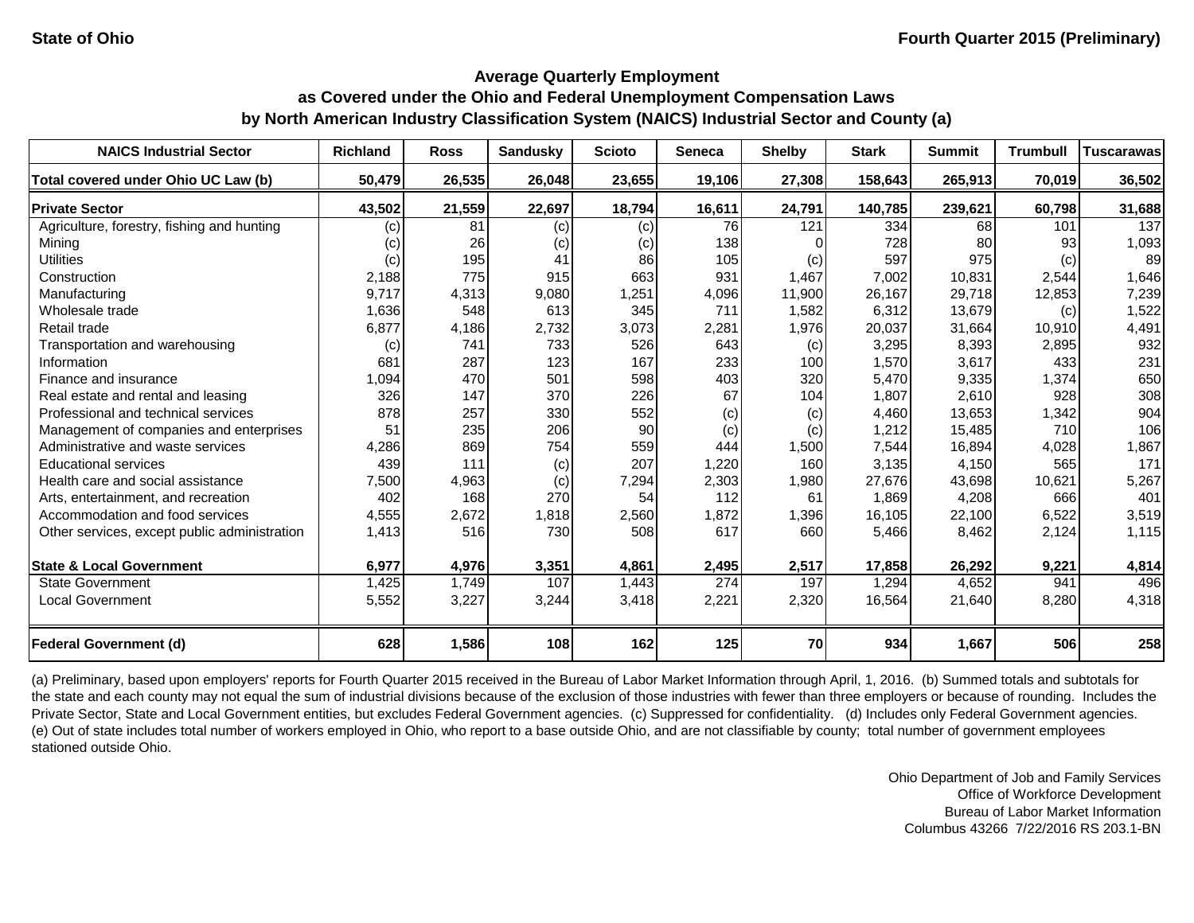State of Ohio

Fourth Quarter 2015 (Preliminary)

## Average Quarterly Employment as Covered under the Ohio and Federal Unemployment Compensation Laws by North American Industry Classification System (NAICS) Industrial Sector and County (a)

| NAICS Industrial Sector | Richland | Ross | Sandusky | Scioto | Seneca | Shelby | Stark | Summit | Trumbull | Tuscarawas |
|---|---|---|---|---|---|---|---|---|---|---|
| **Total covered under Ohio UC Law (b)** | **50,479** | **26,535** | **26,048** | **23,655** | **19,106** | **27,308** | **158,643** | **265,913** | **70,019** | **36,502** |
| **Private Sector** | **43,502** | **21,559** | **22,697** | **18,794** | **16,611** | **24,791** | **140,785** | **239,621** | **60,798** | **31,688** |
| Agriculture, forestry, fishing and hunting | (c) | 81 | (c) | (c) | 76 | 121 | 334 | 68 | 101 | 137 |
| Mining | (c) | 26 | (c) | (c) | 138 | 0 | 728 | 80 | 93 | 1,093 |
| Utilities | (c) | 195 | 41 | 86 | 105 | (c) | 597 | 975 | (c) | 89 |
| Construction | 2,188 | 775 | 915 | 663 | 931 | 1,467 | 7,002 | 10,831 | 2,544 | 1,646 |
| Manufacturing | 9,717 | 4,313 | 9,080 | 1,251 | 4,096 | 11,900 | 26,167 | 29,718 | 12,853 | 7,239 |
| Wholesale trade | 1,636 | 548 | 613 | 345 | 711 | 1,582 | 6,312 | 13,679 | (c) | 1,522 |
| Retail trade | 6,877 | 4,186 | 2,732 | 3,073 | 2,281 | 1,976 | 20,037 | 31,664 | 10,910 | 4,491 |
| Transportation and warehousing | (c) | 741 | 733 | 526 | 643 | (c) | 3,295 | 8,393 | 2,895 | 932 |
| Information | 681 | 287 | 123 | 167 | 233 | 100 | 1,570 | 3,617 | 433 | 231 |
| Finance and insurance | 1,094 | 470 | 501 | 598 | 403 | 320 | 5,470 | 9,335 | 1,374 | 650 |
| Real estate and rental and leasing | 326 | 147 | 370 | 226 | 67 | 104 | 1,807 | 2,610 | 928 | 308 |
| Professional and technical services | 878 | 257 | 330 | 552 | (c) | (c) | 4,460 | 13,653 | 1,342 | 904 |
| Management of companies and enterprises | 51 | 235 | 206 | 90 | (c) | (c) | 1,212 | 15,485 | 710 | 106 |
| Administrative and waste services | 4,286 | 869 | 754 | 559 | 444 | 1,500 | 7,544 | 16,894 | 4,028 | 1,867 |
| Educational services | 439 | 111 | (c) | 207 | 1,220 | 160 | 3,135 | 4,150 | 565 | 171 |
| Health care and social assistance | 7,500 | 4,963 | (c) | 7,294 | 2,303 | 1,980 | 27,676 | 43,698 | 10,621 | 5,267 |
| Arts, entertainment, and recreation | 402 | 168 | 270 | 54 | 112 | 61 | 1,869 | 4,208 | 666 | 401 |
| Accommodation and food services | 4,555 | 2,672 | 1,818 | 2,560 | 1,872 | 1,396 | 16,105 | 22,100 | 6,522 | 3,519 |
| Other services, except public administration | 1,413 | 516 | 730 | 508 | 617 | 660 | 5,466 | 8,462 | 2,124 | 1,115 |
| **State & Local Government** | **6,977** | **4,976** | **3,351** | **4,861** | **2,495** | **2,517** | **17,858** | **26,292** | **9,221** | **4,814** |
| State Government | 1,425 | 1,749 | 107 | 1,443 | 274 | 197 | 1,294 | 4,652 | 941 | 496 |
| Local Government | 5,552 | 3,227 | 3,244 | 3,418 | 2,221 | 2,320 | 16,564 | 21,640 | 8,280 | 4,318 |
| **Federal Government (d)** | **628** | **1,586** | **108** | **162** | **125** | **70** | **934** | **1,667** | **506** | **258** |

(a) Preliminary, based upon employers' reports for Fourth Quarter 2015 received in the Bureau of Labor Market Information through April, 1, 2016. (b) Summed totals and subtotals for the state and each county may not equal the sum of industrial divisions because of the exclusion of those industries with fewer than three employers or because of rounding. Includes the Private Sector, State and Local Government entities, but excludes Federal Government agencies. (c) Suppressed for confidentiality. (d) Includes only Federal Government agencies. (e) Out of state includes total number of workers employed in Ohio, who report to a base outside Ohio, and are not classifiable by county; total number of government employees stationed outside Ohio.

Ohio Department of Job and Family Services
Office of Workforce Development
Bureau of Labor Market Information
Columbus 43266 7/22/2016 RS 203.1-BN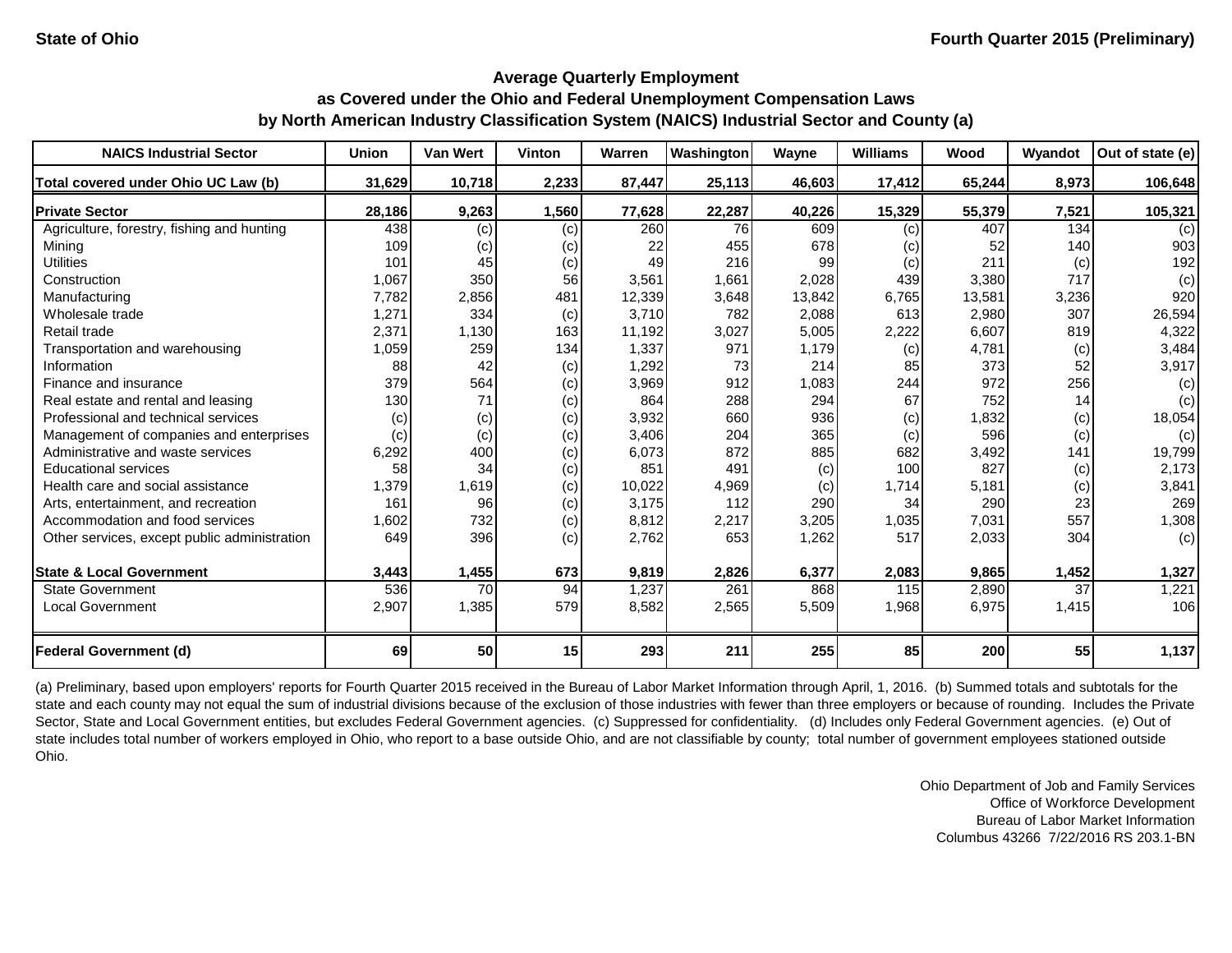State of Ohio

Fourth Quarter 2015 (Preliminary)

### Average Quarterly Employment
### as Covered under the Ohio and Federal Unemployment Compensation Laws
### by North American Industry Classification System (NAICS) Industrial Sector and County (a)

| NAICS Industrial Sector | Union | Van Wert | Vinton | Warren | Washington | Wayne | Williams | Wood | Wyandot | Out of state (e) |
|---|---|---|---|---|---|---|---|---|---|---|
| **Total covered under Ohio UC Law (b)** | **31,629** | **10,718** | **2,233** | **87,447** | **25,113** | **46,603** | **17,412** | **65,244** | **8,973** | **106,648** |
| **Private Sector** | **28,186** | **9,263** | **1,560** | **77,628** | **22,287** | **40,226** | **15,329** | **55,379** | **7,521** | **105,321** |
| Agriculture, forestry, fishing and hunting | 438 | (c) | (c) | 260 | 76 | 609 | (c) | 407 | 134 | (c) |
| Mining | 109 | (c) | (c) | 22 | 455 | 678 | (c) | 52 | 140 | 903 |
| Utilities | 101 | 45 | (c) | 49 | 216 | 99 | (c) | 211 | (c) | 192 |
| Construction | 1,067 | 350 | 56 | 3,561 | 1,661 | 2,028 | 439 | 3,380 | 717 | (c) |
| Manufacturing | 7,782 | 2,856 | 481 | 12,339 | 3,648 | 13,842 | 6,765 | 13,581 | 3,236 | 920 |
| Wholesale trade | 1,271 | 334 | (c) | 3,710 | 782 | 2,088 | 613 | 2,980 | 307 | 26,594 |
| Retail trade | 2,371 | 1,130 | 163 | 11,192 | 3,027 | 5,005 | 2,222 | 6,607 | 819 | 4,322 |
| Transportation and warehousing | 1,059 | 259 | 134 | 1,337 | 971 | 1,179 | (c) | 4,781 | (c) | 3,484 |
| Information | 88 | 42 | (c) | 1,292 | 73 | 214 | 85 | 373 | 52 | 3,917 |
| Finance and insurance | 379 | 564 | (c) | 3,969 | 912 | 1,083 | 244 | 972 | 256 | (c) |
| Real estate and rental and leasing | 130 | 71 | (c) | 864 | 288 | 294 | 67 | 752 | 14 | (c) |
| Professional and technical services | (c) | (c) | (c) | 3,932 | 660 | 936 | (c) | 1,832 | (c) | 18,054 |
| Management of companies and enterprises | (c) | (c) | (c) | 3,406 | 204 | 365 | (c) | 596 | (c) | (c) |
| Administrative and waste services | 6,292 | 400 | (c) | 6,073 | 872 | 885 | 682 | 3,492 | 141 | 19,799 |
| Educational services | 58 | 34 | (c) | 851 | 491 | (c) | 100 | 827 | (c) | 2,173 |
| Health care and social assistance | 1,379 | 1,619 | (c) | 10,022 | 4,969 | (c) | 1,714 | 5,181 | (c) | 3,841 |
| Arts, entertainment, and recreation | 161 | 96 | (c) | 3,175 | 112 | 290 | 34 | 290 | 23 | 269 |
| Accommodation and food services | 1,602 | 732 | (c) | 8,812 | 2,217 | 3,205 | 1,035 | 7,031 | 557 | 1,308 |
| Other services, except public administration | 649 | 396 | (c) | 2,762 | 653 | 1,262 | 517 | 2,033 | 304 | (c) |
| **State & Local Government** | **3,443** | **1,455** | **673** | **9,819** | **2,826** | **6,377** | **2,083** | **9,865** | **1,452** | **1,327** |
| State Government | 536 | 70 | 94 | 1,237 | 261 | 868 | 115 | 2,890 | 37 | 1,221 |
| Local Government | 2,907 | 1,385 | 579 | 8,582 | 2,565 | 5,509 | 1,968 | 6,975 | 1,415 | 106 |
| **Federal Government (d)** | **69** | **50** | **15** | **293** | **211** | **255** | **85** | **200** | **55** | **1,137** |

(a) Preliminary, based upon employers' reports for Fourth Quarter 2015 received in the Bureau of Labor Market Information through April, 1, 2016. (b) Summed totals and subtotals for the state and each county may not equal the sum of industrial divisions because of the exclusion of those industries with fewer than three employers or because of rounding. Includes the Private Sector, State and Local Government entities, but excludes Federal Government agencies. (c) Suppressed for confidentiality. (d) Includes only Federal Government agencies. (e) Out of state includes total number of workers employed in Ohio, who report to a base outside Ohio, and are not classifiable by county; total number of government employees stationed outside Ohio.

Ohio Department of Job and Family Services
Office of Workforce Development
Bureau of Labor Market Information
Columbus 43266 7/22/2016 RS 203.1-BN